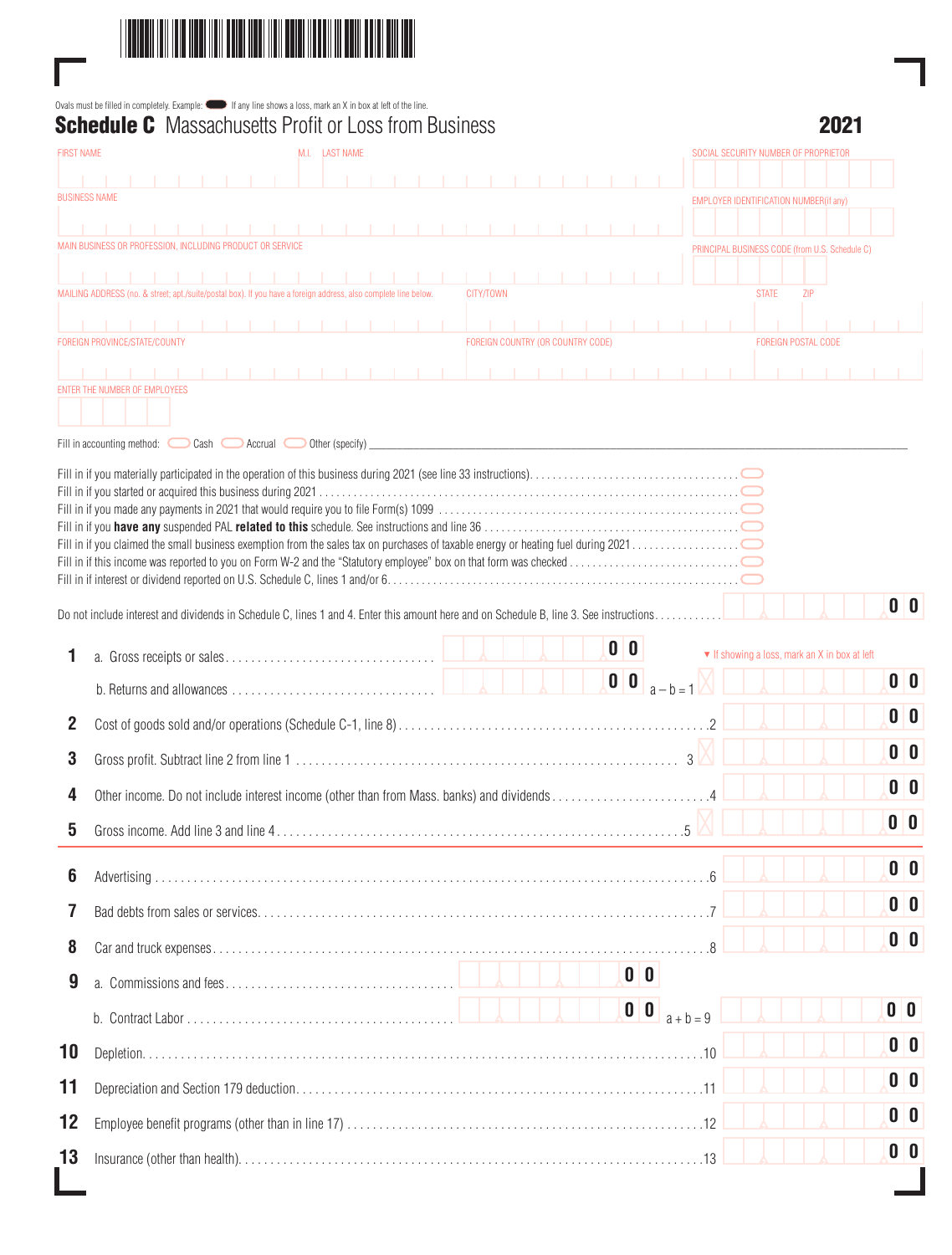Ovals must be filled in completely. Example: ⬬ If any line shows a loss, mark an X in box at left of the line.

# Schedule C Massachusetts Profit or Loss from Business

**2021**

FIRST NAME | M.I. | LAST NAME | SOCIAL SECURITY NUMBER OF PROPRIETOR

BUSINESS NAME | EMPLOYER IDENTIFICATION NUMBER (if any)

MAIN BUSINESS OR PROFESSION, INCLUDING PRODUCT OR SERVICE | PRINCIPAL BUSINESS CODE (from U.S. Schedule C)

MAILING ADDRESS (no. & street; apt./suite/postal box). If you have a foreign address, also complete line below. | CITY/TOWN | STATE | ZIP

FOREIGN PROVINCE/STATE/COUNTY | FOREIGN COUNTRY (OR COUNTRY CODE) | FOREIGN POSTAL CODE

ENTER THE NUMBER OF EMPLOYEES

Fill in accounting method: ⬭ Cash ⬭ Accrual ⬭ Other (specify) ____________

- Fill in if you materially participated in the operation of this business during 2021 (see line 33 instructions). ⬭
- Fill in if you started or acquired this business during 2021 ⬭
- Fill in if you made any payments in 2021 that would require you to file Form(s) 1099 ⬭
- Fill in if you **have any** suspended PAL **related to this** schedule. See instructions and line 36 ⬭
- Fill in if you claimed the small business exemption from the sales tax on purchases of taxable energy or heating fuel during 2021 ⬭
- Fill in if this income was reported to you on Form W-2 and the "Statutory employee" box on that form was checked ⬭
- Fill in if interest or dividend reported on U.S. Schedule C, lines 1 and/or 6. ⬭

Do not include interest and dividends in Schedule C, lines 1 and 4. Enter this amount here and on Schedule B, line 3. See instructions. ____ 00

▼ If showing a loss, mark an X in box at left

| Line | Description | Amount |
|---|---|---|
| 1 | a. Gross receipts or sales ____ 00 | |
| | b. Returns and allowances ____ 00 &nbsp; a − b = 1 | ☐ ____ 00 |
| 2 | Cost of goods sold and/or operations (Schedule C-1, line 8) 2 | ____ 00 |
| 3 | Gross profit. Subtract line 2 from line 1 3 | ☐ ____ 00 |
| 4 | Other income. Do not include interest income (other than from Mass. banks) and dividends 4 | ____ 00 |
| 5 | Gross income. Add line 3 and line 4 5 | ☐ ____ 00 |
| 6 | Advertising 6 | ____ 00 |
| 7 | Bad debts from sales or services 7 | ____ 00 |
| 8 | Car and truck expenses 8 | ____ 00 |
| 9 | a. Commissions and fees ____ 00 | |
| | b. Contract Labor ____ 00 &nbsp; a + b = 9 | ____ 00 |
| 10 | Depletion 10 | ____ 00 |
| 11 | Depreciation and Section 179 deduction 11 | ____ 00 |
| 12 | Employee benefit programs (other than in line 17) 12 | ____ 00 |
| 13 | Insurance (other than health) 13 | ____ 00 |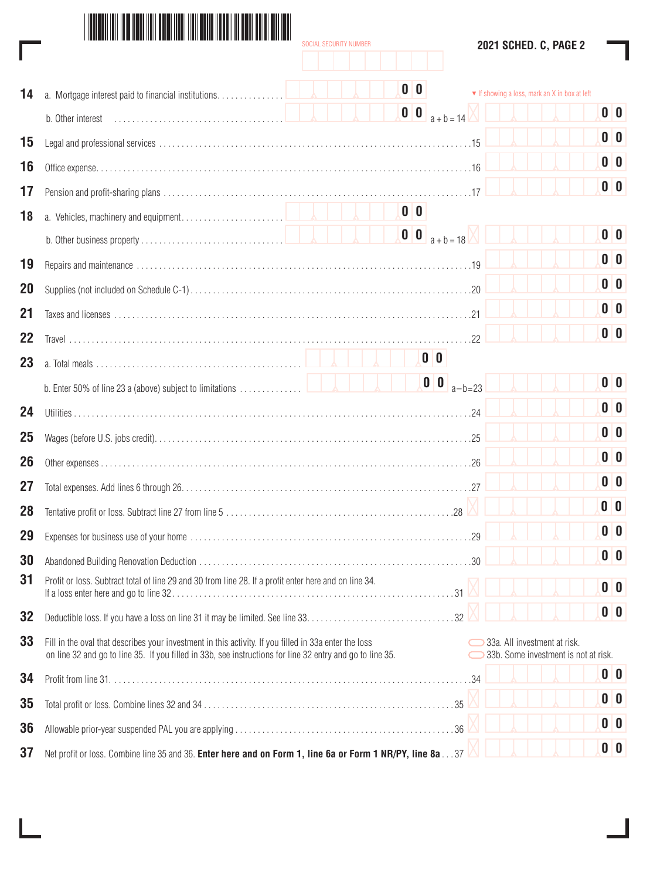SOCIAL SECURITY NUMBER

**2021 SCHED. C, PAGE 2**

▼ If showing a loss, mark an X in box at left

| Line | Description | Sub-amount | | Amount |
|---|---|---|---|---|
| 14 | a. Mortgage interest paid to financial institutions | 00 | | |
| | b. Other interest | 00 | a + b = 14 | 00 |
| 15 | Legal and professional services | | 15 | 00 |
| 16 | Office expense | | 16 | 00 |
| 17 | Pension and profit-sharing plans | | 17 | 00 |
| 18 | a. Vehicles, machinery and equipment | 00 | | |
| | b. Other business property | 00 | a + b = 18 | 00 |
| 19 | Repairs and maintenance | | 19 | 00 |
| 20 | Supplies (not included on Schedule C-1) | | 20 | 00 |
| 21 | Taxes and licenses | | 21 | 00 |
| 22 | Travel | | 22 | 00 |
| 23 | a. Total meals | 00 | | |
| | b. Enter 50% of line 23 a (above) subject to limitations | 00 | a−b=23 | 00 |
| 24 | Utilities | | 24 | 00 |
| 25 | Wages (before U.S. jobs credit) | | 25 | 00 |
| 26 | Other expenses | | 26 | 00 |
| 27 | Total expenses. Add lines 6 through 26 | | 27 | 00 |
| 28 | Tentative profit or loss. Subtract line 27 from line 5 | | 28 | 00 |
| 29 | Expenses for business use of your home | | 29 | 00 |
| 30 | Abandoned Building Renovation Deduction | | 30 | 00 |
| 31 | Profit or loss. Subtract total of line 29 and 30 from line 28. If a profit enter here and on line 34. If a loss enter here and go to line 32 | | 31 | 00 |
| 32 | Deductible loss. If you have a loss on line 31 it may be limited. See line 33 | | 32 | 00 |

**33** Fill in the oval that describes your investment in this activity. If you filled in 33a enter the loss on line 32 and go to line 35. If you filled in 33b, see instructions for line 32 entry and go to line 35.

- 33a. All investment at risk.
- 33b. Some investment is not at risk.

| Line | Description | | Amount |
|---|---|---|---|
| 34 | Profit from line 31 | 34 | 00 |
| 35 | Total profit or loss. Combine lines 32 and 34 | 35 | 00 |
| 36 | Allowable prior-year suspended PAL you are applying | 36 | 00 |
| 37 | Net profit or loss. Combine line 35 and 36. **Enter here and on Form 1, line 6a or Form 1 NR/PY, line 8a** | 37 | 00 |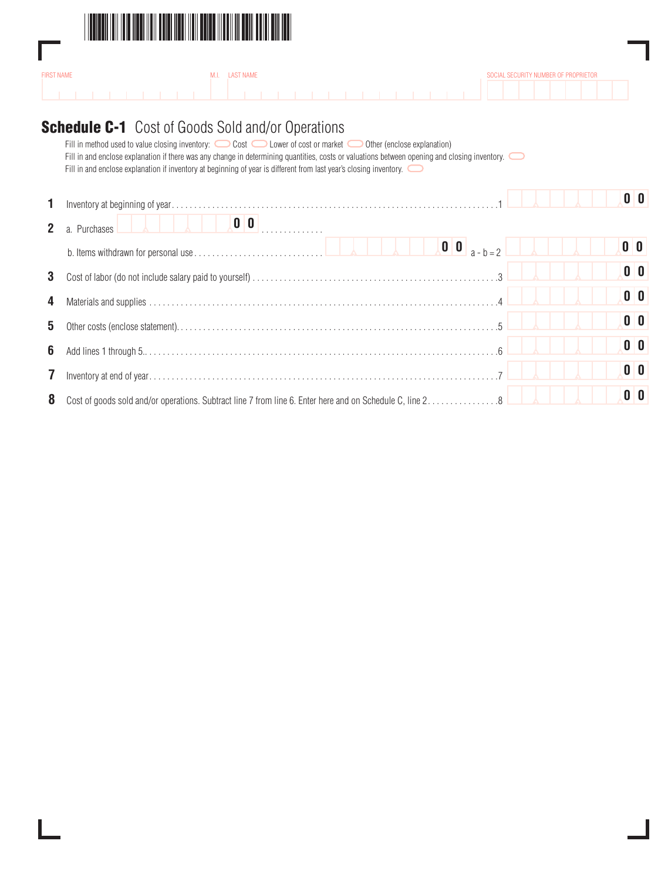FIRST NAME | M.I. | LAST NAME | SOCIAL SECURITY NUMBER OF PROPRIETOR

## Schedule C-1 Cost of Goods Sold and/or Operations

Fill in method used to value closing inventory: ⬭ Cost ⬭ Lower of cost or market ⬭ Other (enclose explanation)

Fill in and enclose explanation if there was any change in determining quantities, costs or valuations between opening and closing inventory. ⬭

Fill in and enclose explanation if inventory at beginning of year is different from last year's closing inventory. ⬭

| | | | |
|---|---|---|---|
| 1 | Inventory at beginning of year | 1 | 00 |
| 2 | a. Purchases 00 | | |
| | b. Items withdrawn for personal use 00 | a - b = 2 | 00 |
| 3 | Cost of labor (do not include salary paid to yourself) | 3 | 00 |
| 4 | Materials and supplies | 4 | 00 |
| 5 | Other costs (enclose statement) | 5 | 00 |
| 6 | Add lines 1 through 5 | 6 | 00 |
| 7 | Inventory at end of year | 7 | 00 |
| 8 | Cost of goods sold and/or operations. Subtract line 7 from line 6. Enter here and on Schedule C, line 2 | 8 | 00 |